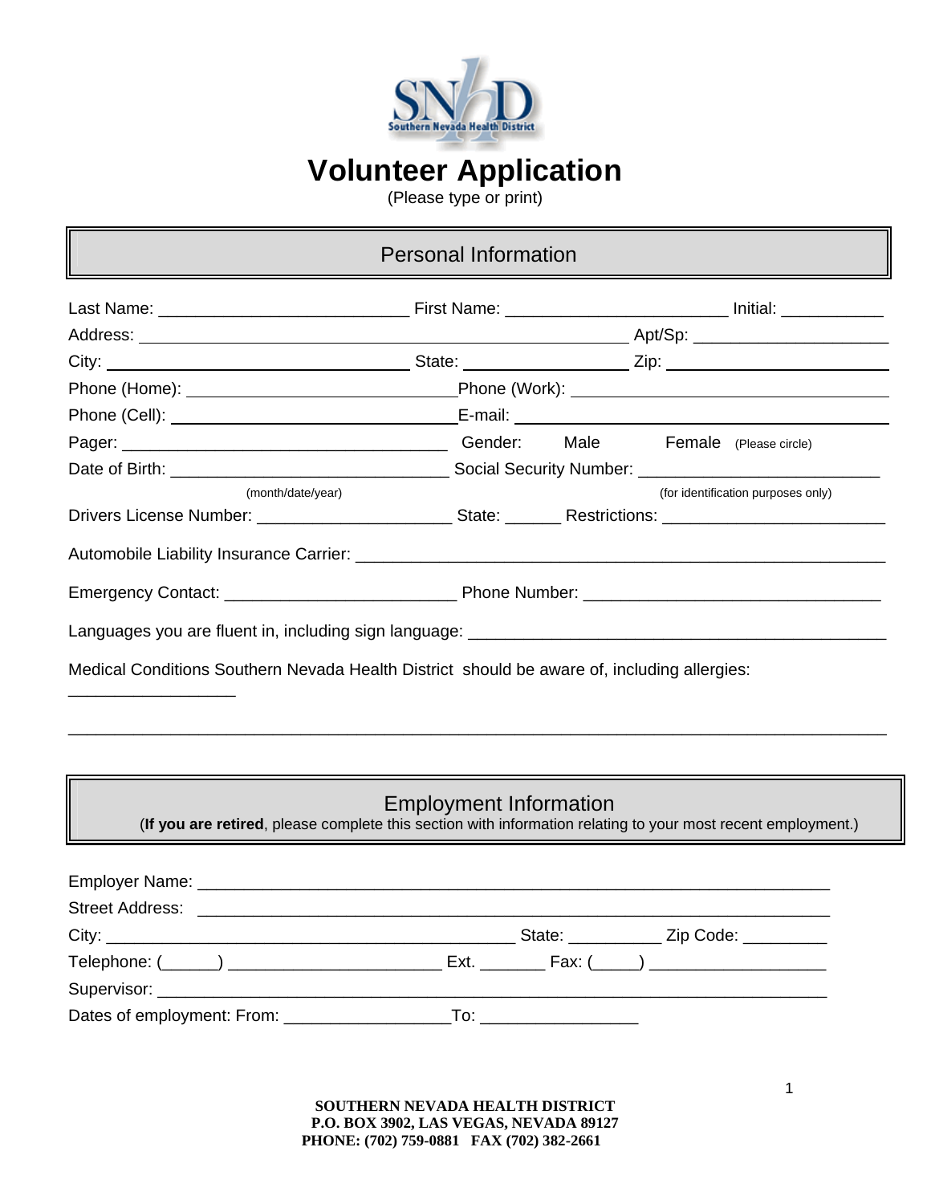# Volunteer Application

(Please type or print)

## Personal Information

Last Name: ___________________________ First Name: _______________________ Initial: ___________

Address: _____________________________________________________ Apt/Sp: _____________________

City: ________________________________ State: _________________ Zip: _________________________

Phone (Home): _____________________________ Phone (Work): ______________________________________

Phone (Cell): ______________________________ E-mail: ____________________________________________

Pager: ____________________________________ Gender: Male Female (Please circle)

Date of Birth: ______________________________ Social Security Number: ___________________________
(month/date/year) (for identification purposes only)

Drivers License Number: _____________________ State: ______ Restrictions: ________________________

Automobile Liability Insurance Carrier: __________________________________________________________

Emergency Contact: _________________________ Phone Number: ________________________________

Languages you are fluent in, including sign language: ______________________________________________

Medical Conditions Southern Nevada Health District should be aware of, including allergies: __________________

_______________________________________________________________________________________

## Employment Information

(**If you are retired**, please complete this section with information relating to your most recent employment.)

Employer Name: _______________________________________________________________________

Street Address: _______________________________________________________________________

City: ______________________________________________ State: __________ Zip Code: _________

Telephone: (______) ________________________ Ext. _______ Fax: (_____) ___________________

Supervisor: ___________________________________________________________________________

Dates of employment: From: _________________ To: ________________

**SOUTHERN NEVADA HEALTH DISTRICT**
**P.O. BOX 3902, LAS VEGAS, NEVADA 89127**
**PHONE: (702) 759-0881 FAX (702) 382-2661**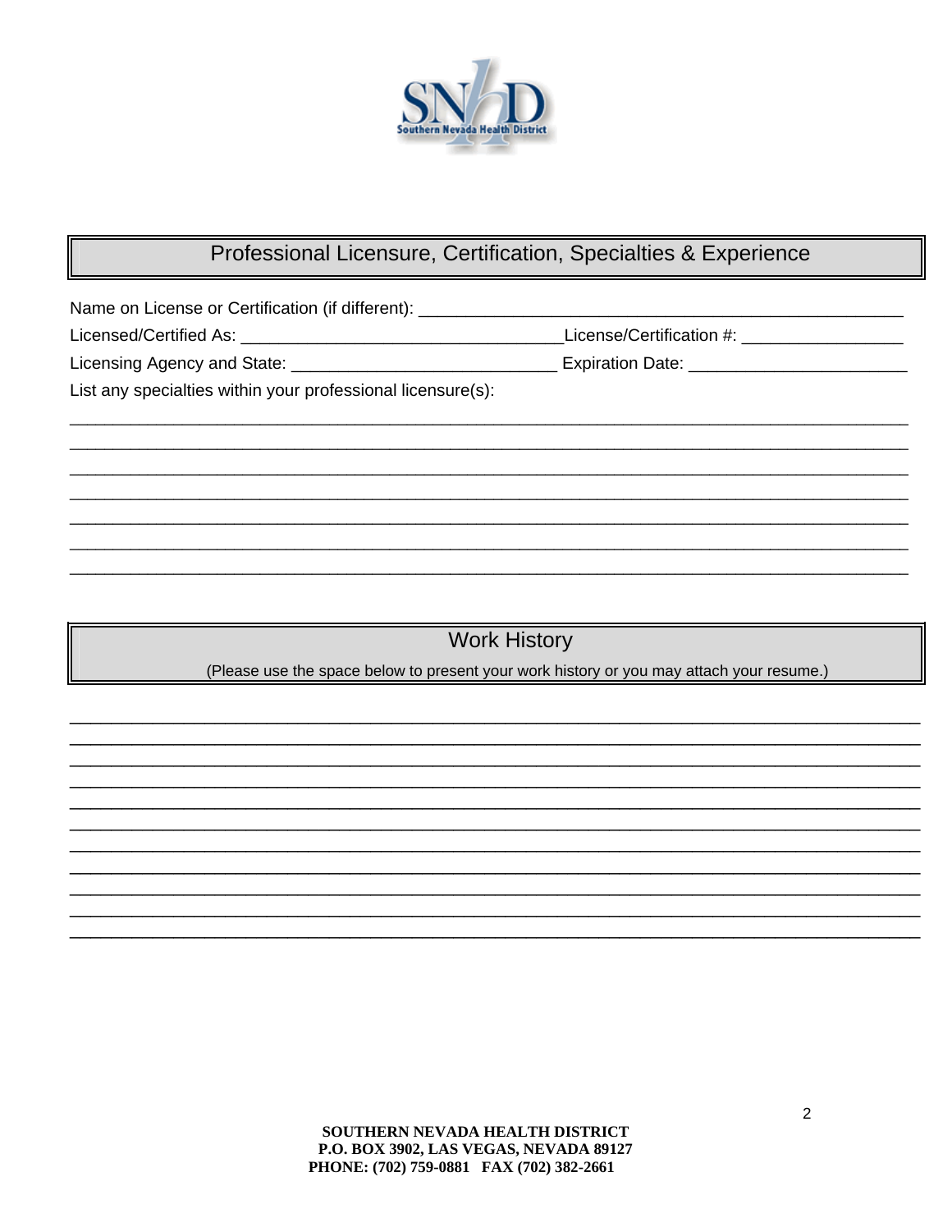## Professional Licensure, Certification, Specialties & Experience

Name on License or Certification (if different): ____________________________________________________

Licensed/Certified As: ________________________________ License/Certification #: ________________

Licensing Agency and State: ___________________________ Expiration Date: ______________________

List any specialties within your professional licensure(s):

______________________________________________________________________________________

______________________________________________________________________________________

______________________________________________________________________________________

______________________________________________________________________________________

______________________________________________________________________________________

______________________________________________________________________________________

______________________________________________________________________________________

## Work History

(Please use the space below to present your work history or you may attach your resume.)

______________________________________________________________________________________

______________________________________________________________________________________

______________________________________________________________________________________

______________________________________________________________________________________

______________________________________________________________________________________

______________________________________________________________________________________

______________________________________________________________________________________

______________________________________________________________________________________

______________________________________________________________________________________

______________________________________________________________________________________

______________________________________________________________________________________

**SOUTHERN NEVADA HEALTH DISTRICT**
**P.O. BOX 3902, LAS VEGAS, NEVADA 89127**
**PHONE: (702) 759-0881 FAX (702) 382-2661**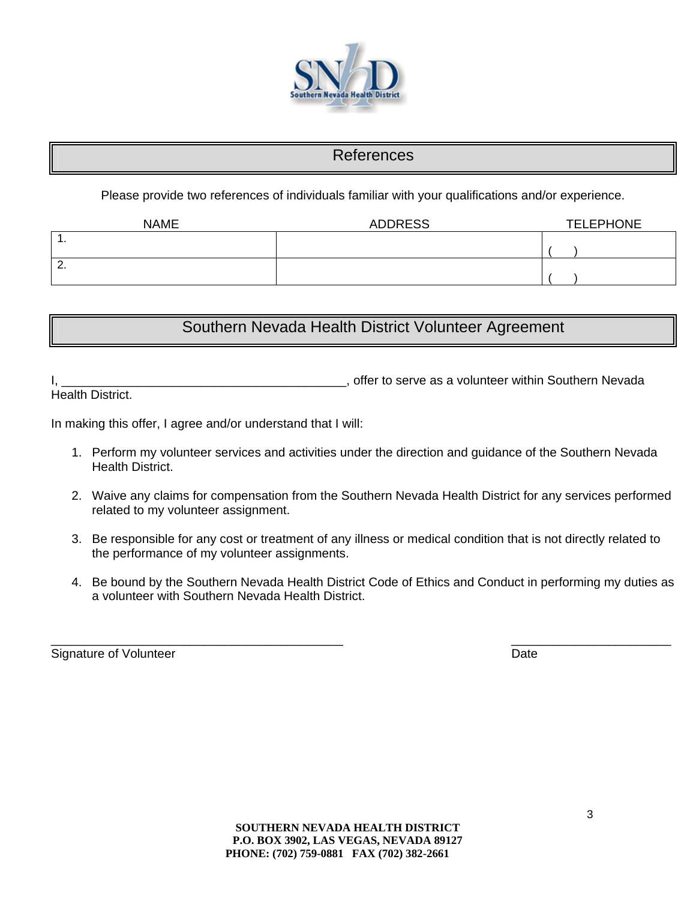## References

Please provide two references of individuals familiar with your qualifications and/or experience.

| NAME | ADDRESS | TELEPHONE |
| --- | --- | --- |
| 1. | | (     ) |
| 2. | | (     ) |

## Southern Nevada Health District Volunteer Agreement

I, ________________________________________, offer to serve as a volunteer within Southern Nevada Health District.

In making this offer, I agree and/or understand that I will:

1. Perform my volunteer services and activities under the direction and guidance of the Southern Nevada Health District.
2. Waive any claims for compensation from the Southern Nevada Health District for any services performed related to my volunteer assignment.
3. Be responsible for any cost or treatment of any illness or medical condition that is not directly related to the performance of my volunteer assignments.
4. Be bound by the Southern Nevada Health District Code of Ethics and Conduct in performing my duties as a volunteer with Southern Nevada Health District.

_____________________________________________          ________________________

Signature of Volunteer          Date

**SOUTHERN NEVADA HEALTH DISTRICT**
**P.O. BOX 3902, LAS VEGAS, NEVADA 89127**
**PHONE: (702) 759-0881   FAX (702) 382-2661**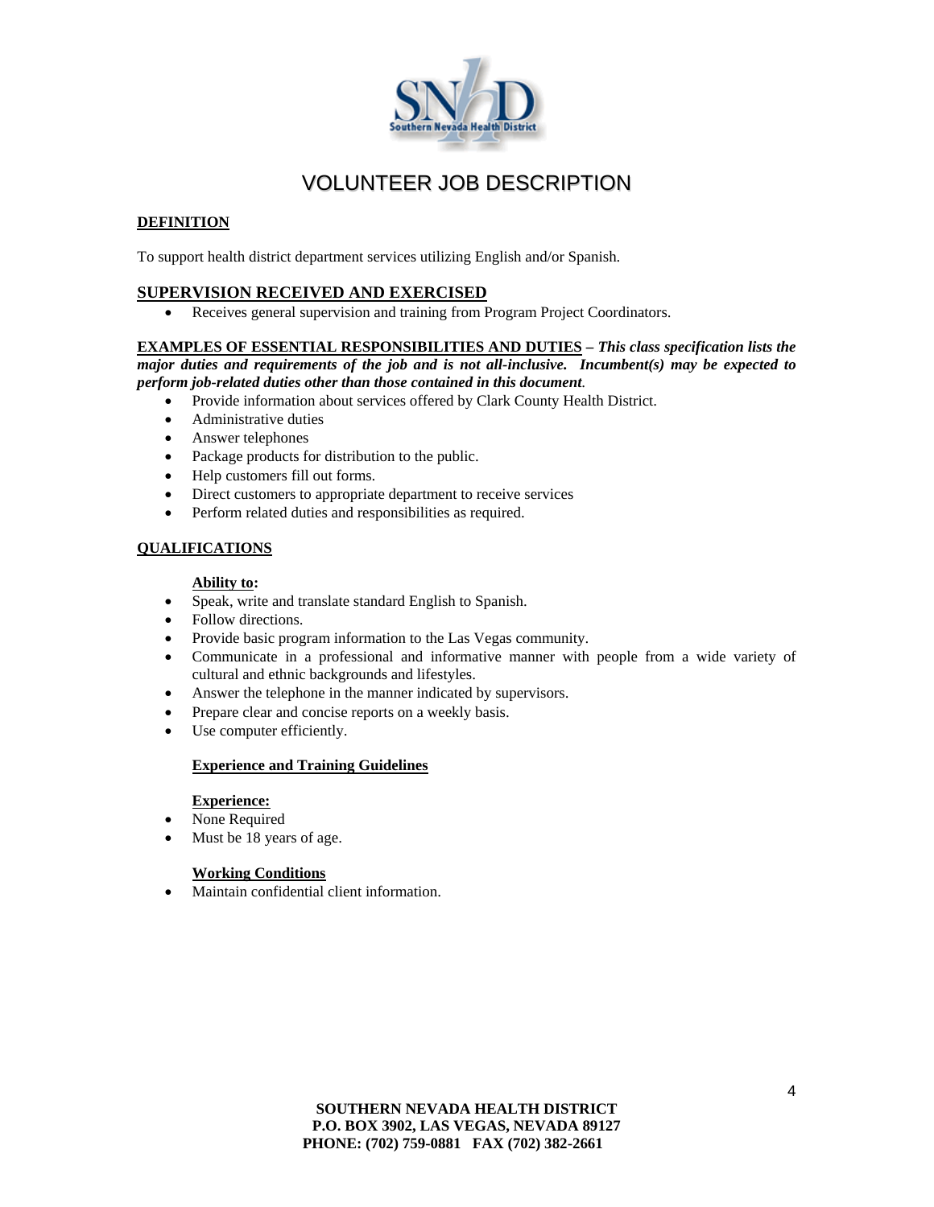# VOLUNTEER JOB DESCRIPTION

**DEFINITION**

To support health district department services utilizing English and/or Spanish.

**SUPERVISION RECEIVED AND EXERCISED**

- Receives general supervision and training from Program Project Coordinators.

**EXAMPLES OF ESSENTIAL RESPONSIBILITIES AND DUTIES** – ***This class specification lists the major duties and requirements of the job and is not all-inclusive. Incumbent(s) may be expected to perform job-related duties other than those contained in this document.***

- Provide information about services offered by Clark County Health District.
- Administrative duties
- Answer telephones
- Package products for distribution to the public.
- Help customers fill out forms.
- Direct customers to appropriate department to receive services
- Perform related duties and responsibilities as required.

**QUALIFICATIONS**

**Ability to:**

- Speak, write and translate standard English to Spanish.
- Follow directions.
- Provide basic program information to the Las Vegas community.
- Communicate in a professional and informative manner with people from a wide variety of cultural and ethnic backgrounds and lifestyles.
- Answer the telephone in the manner indicated by supervisors.
- Prepare clear and concise reports on a weekly basis.
- Use computer efficiently.

**Experience and Training Guidelines**

**Experience:**

- None Required
- Must be 18 years of age.

**Working Conditions**

- Maintain confidential client information.

**SOUTHERN NEVADA HEALTH DISTRICT**
**P.O. BOX 3902, LAS VEGAS, NEVADA 89127**
**PHONE: (702) 759-0881 FAX (702) 382-2661**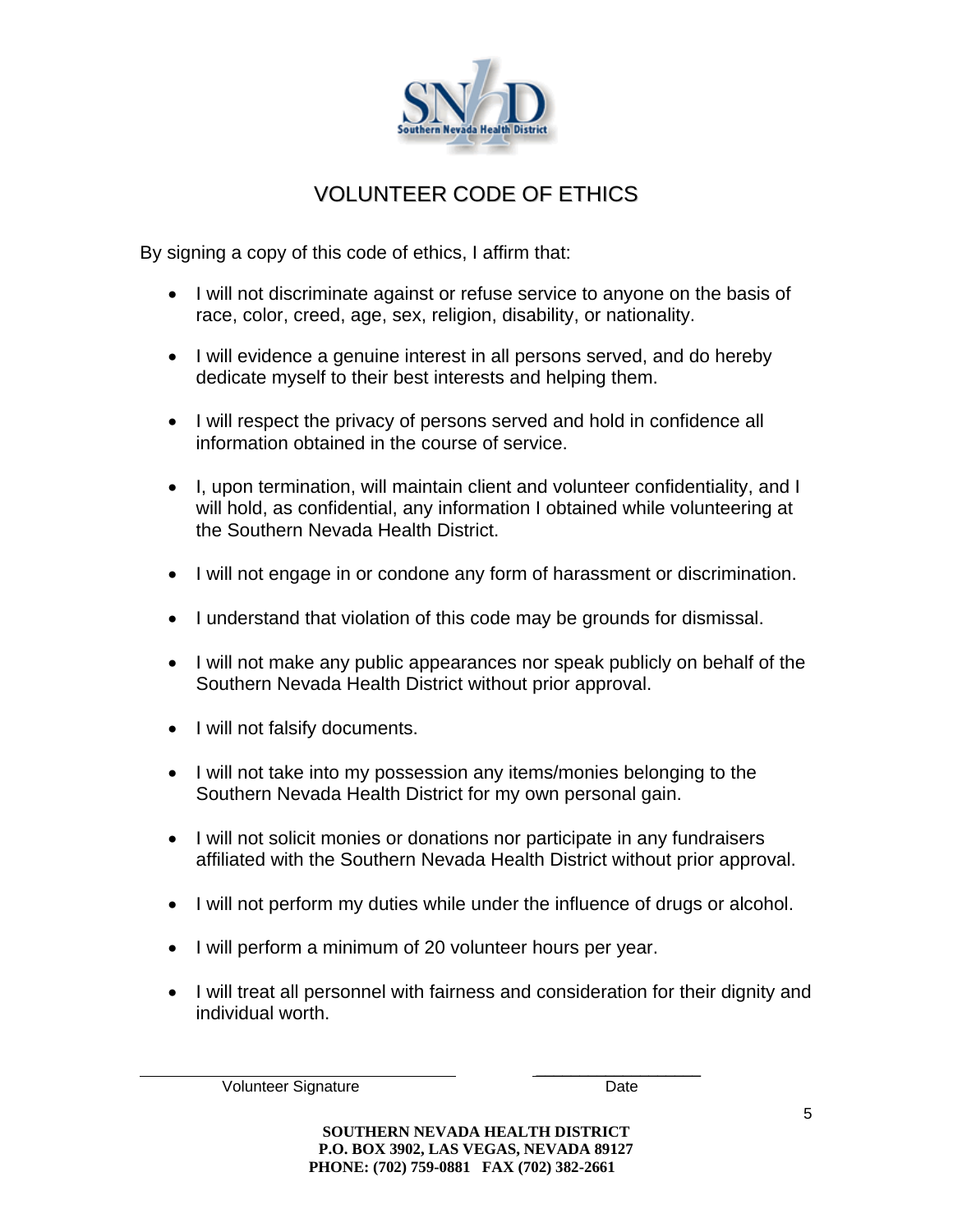# VOLUNTEER CODE OF ETHICS

By signing a copy of this code of ethics, I affirm that:

- I will not discriminate against or refuse service to anyone on the basis of race, color, creed, age, sex, religion, disability, or nationality.
- I will evidence a genuine interest in all persons served, and do hereby dedicate myself to their best interests and helping them.
- I will respect the privacy of persons served and hold in confidence all information obtained in the course of service.
- I, upon termination, will maintain client and volunteer confidentiality, and I will hold, as confidential, any information I obtained while volunteering at the Southern Nevada Health District.
- I will not engage in or condone any form of harassment or discrimination.
- I understand that violation of this code may be grounds for dismissal.
- I will not make any public appearances nor speak publicly on behalf of the Southern Nevada Health District without prior approval.
- I will not falsify documents.
- I will not take into my possession any items/monies belonging to the Southern Nevada Health District for my own personal gain.
- I will not solicit monies or donations nor participate in any fundraisers affiliated with the Southern Nevada Health District without prior approval.
- I will not perform my duties while under the influence of drugs or alcohol.
- I will perform a minimum of 20 volunteer hours per year.
- I will treat all personnel with fairness and consideration for their dignity and individual worth.

______________________________ Volunteer Signature

________________ Date

**SOUTHERN NEVADA HEALTH DISTRICT**
**P.O. BOX 3902, LAS VEGAS, NEVADA 89127**
**PHONE: (702) 759-0881 FAX (702) 382-2661**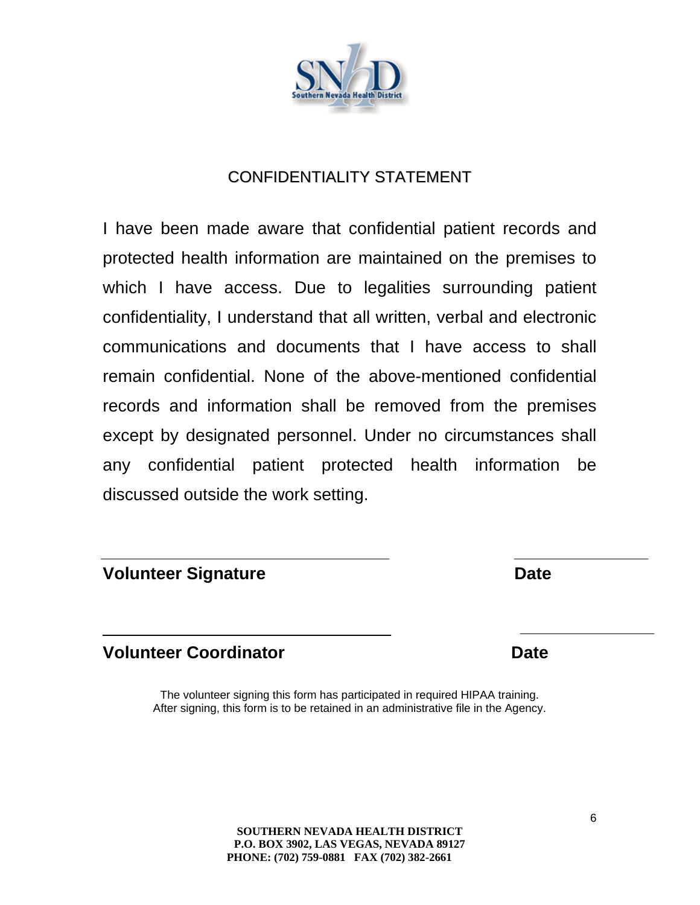# CONFIDENTIALITY STATEMENT

I have been made aware that confidential patient records and protected health information are maintained on the premises to which I have access. Due to legalities surrounding patient confidentiality, I understand that all written, verbal and electronic communications and documents that I have access to shall remain confidential. None of the above-mentioned confidential records and information shall be removed from the premises except by designated personnel. Under no circumstances shall any confidential patient protected health information be discussed outside the work setting.

______________________________________ ________________

**Volunteer Signature** **Date**

______________________________________ ________________

**Volunteer Coordinator** **Date**

The volunteer signing this form has participated in required HIPAA training.
After signing, this form is to be retained in an administrative file in the Agency.

**SOUTHERN NEVADA HEALTH DISTRICT**
**P.O. BOX 3902, LAS VEGAS, NEVADA 89127**
**PHONE: (702) 759-0881 FAX (702) 382-2661**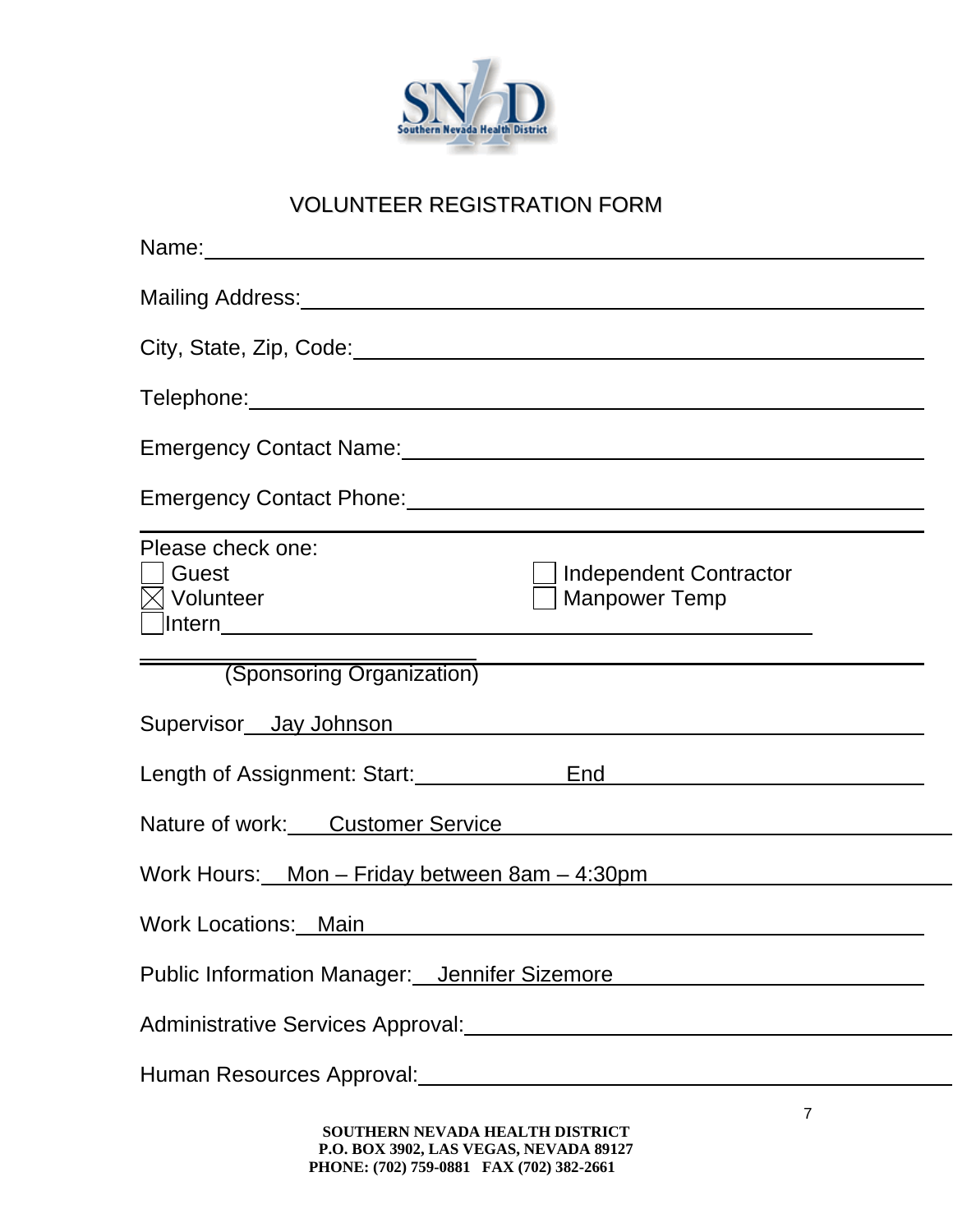SNHD Southern Nevada Health District

# VOLUNTEER REGISTRATION FORM

Name: ______________________________________________

Mailing Address: ______________________________________________

City, State, Zip, Code: ______________________________________________

Telephone: ______________________________________________

Emergency Contact Name: ______________________________________________

Emergency Contact Phone: ______________________________________________

---

Please check one:

- ☐ Guest
- ☒ Volunteer
- ☐ Intern ______________________________________________
- ☐ Independent Contractor
- ☐ Manpower Temp

______________________________
(Sponsoring Organization)

Supervisor: Jay Johnson

Length of Assignment: Start: ____________ End ____________

Nature of work: Customer Service

Work Hours: Mon – Friday between 8am – 4:30pm

Work Locations: Main

Public Information Manager: Jennifer Sizemore

Administrative Services Approval: ______________________________________________

Human Resources Approval: ______________________________________________

**SOUTHERN NEVADA HEALTH DISTRICT**
**P.O. BOX 3902, LAS VEGAS, NEVADA 89127**
**PHONE: (702) 759-0881 FAX (702) 382-2661**